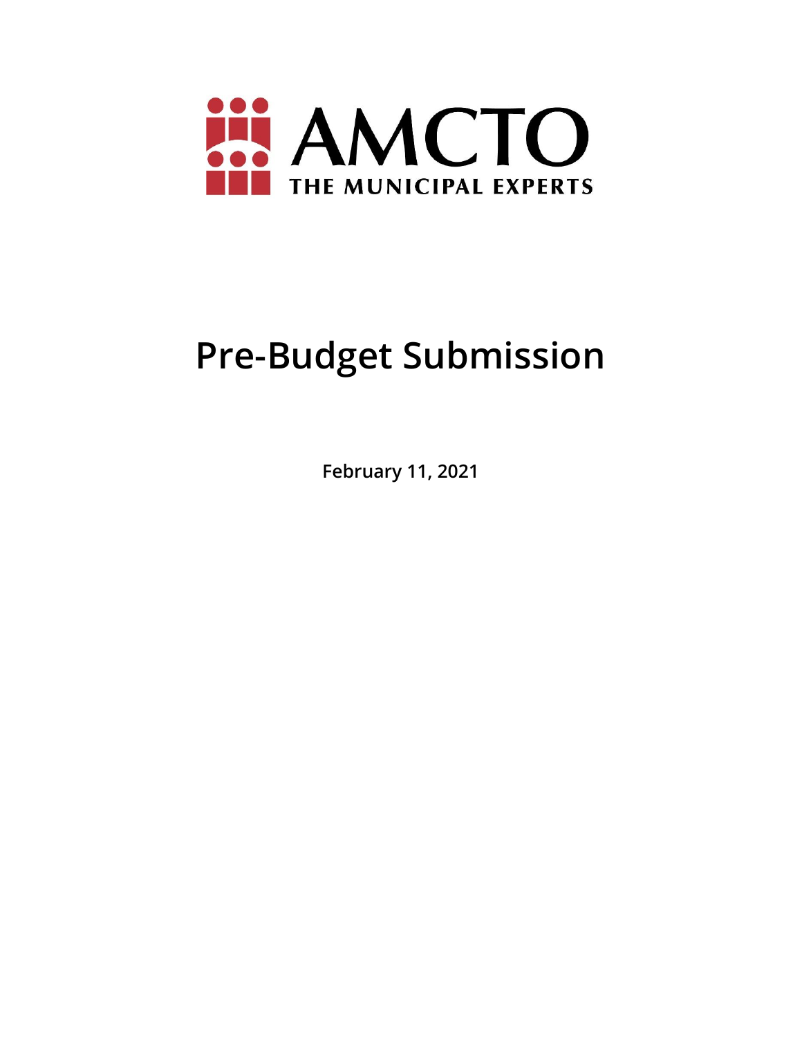AMCTO

THE MUNICIPAL EXPERTS

# Pre-Budget Submission

**February 11, 2021**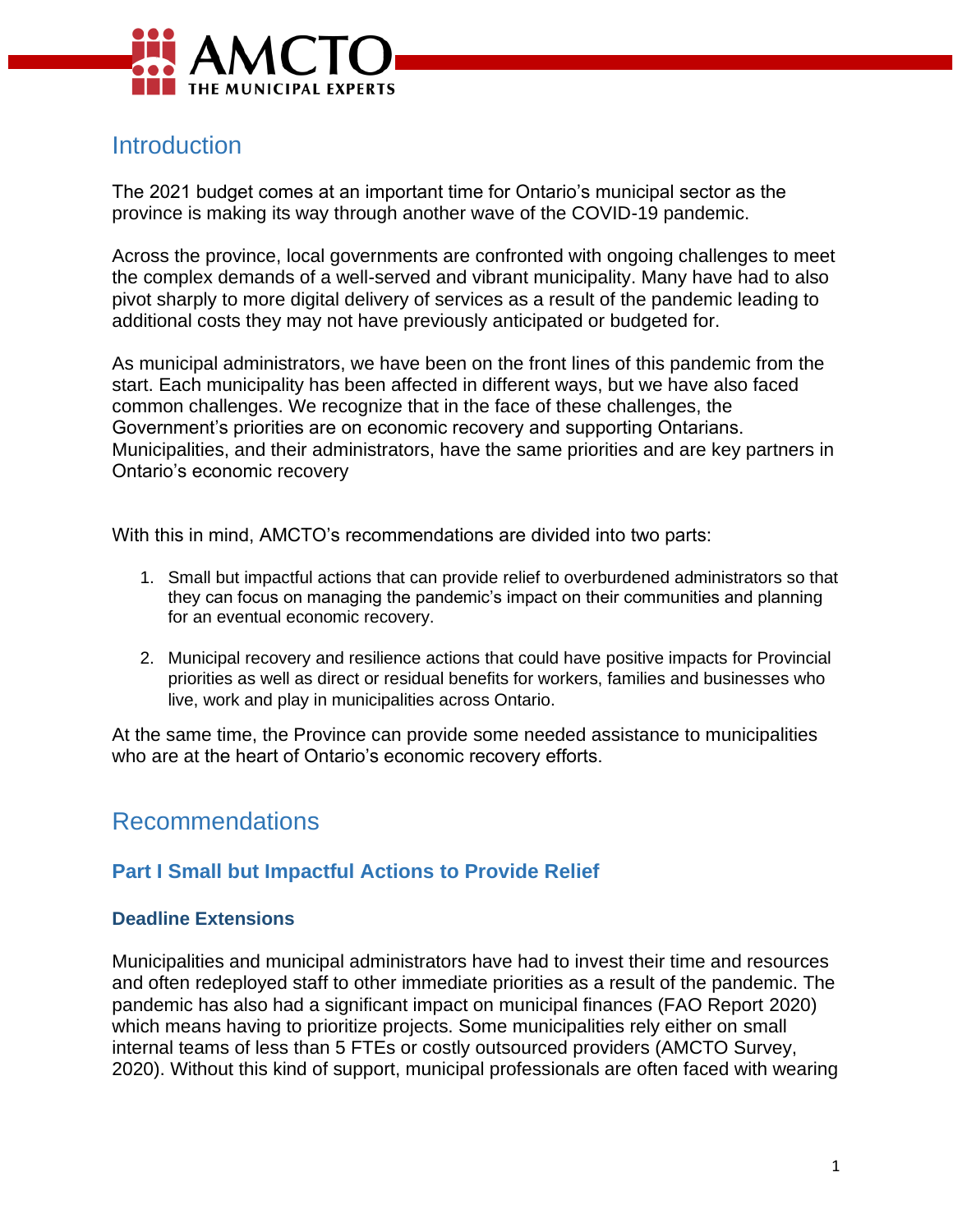## Introduction

The 2021 budget comes at an important time for Ontario's municipal sector as the province is making its way through another wave of the COVID-19 pandemic.

Across the province, local governments are confronted with ongoing challenges to meet the complex demands of a well-served and vibrant municipality. Many have had to also pivot sharply to more digital delivery of services as a result of the pandemic leading to additional costs they may not have previously anticipated or budgeted for.

As municipal administrators, we have been on the front lines of this pandemic from the start. Each municipality has been affected in different ways, but we have also faced common challenges. We recognize that in the face of these challenges, the Government's priorities are on economic recovery and supporting Ontarians. Municipalities, and their administrators, have the same priorities and are key partners in Ontario's economic recovery

With this in mind, AMCTO's recommendations are divided into two parts:

1. Small but impactful actions that can provide relief to overburdened administrators so that they can focus on managing the pandemic's impact on their communities and planning for an eventual economic recovery.

2. Municipal recovery and resilience actions that could have positive impacts for Provincial priorities as well as direct or residual benefits for workers, families and businesses who live, work and play in municipalities across Ontario.

At the same time, the Province can provide some needed assistance to municipalities who are at the heart of Ontario's economic recovery efforts.

## Recommendations

### Part I Small but Impactful Actions to Provide Relief

#### Deadline Extensions

Municipalities and municipal administrators have had to invest their time and resources and often redeployed staff to other immediate priorities as a result of the pandemic. The pandemic has also had a significant impact on municipal finances (FAO Report 2020) which means having to prioritize projects. Some municipalities rely either on small internal teams of less than 5 FTEs or costly outsourced providers (AMCTO Survey, 2020). Without this kind of support, municipal professionals are often faced with wearing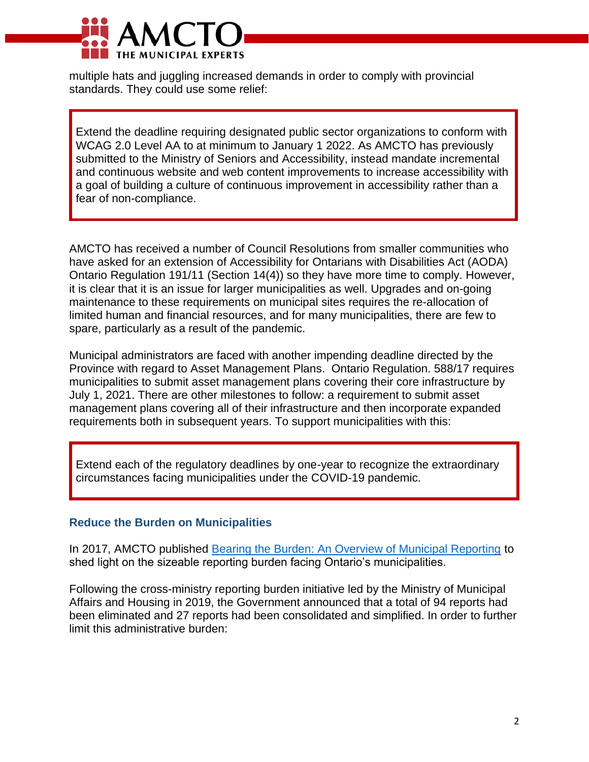multiple hats and juggling increased demands in order to comply with provincial standards. They could use some relief:

> Extend the deadline requiring designated public sector organizations to conform with WCAG 2.0 Level AA to at minimum to January 1 2022. As AMCTO has previously submitted to the Ministry of Seniors and Accessibility, instead mandate incremental and continuous website and web content improvements to increase accessibility with a goal of building a culture of continuous improvement in accessibility rather than a fear of non-compliance.

AMCTO has received a number of Council Resolutions from smaller communities who have asked for an extension of Accessibility for Ontarians with Disabilities Act (AODA) Ontario Regulation 191/11 (Section 14(4)) so they have more time to comply. However, it is clear that it is an issue for larger municipalities as well. Upgrades and on-going maintenance to these requirements on municipal sites requires the re-allocation of limited human and financial resources, and for many municipalities, there are few to spare, particularly as a result of the pandemic.

Municipal administrators are faced with another impending deadline directed by the Province with regard to Asset Management Plans. Ontario Regulation. 588/17 requires municipalities to submit asset management plans covering their core infrastructure by July 1, 2021. There are other milestones to follow: a requirement to submit asset management plans covering all of their infrastructure and then incorporate expanded requirements both in subsequent years. To support municipalities with this:

> Extend each of the regulatory deadlines by one-year to recognize the extraordinary circumstances facing municipalities under the COVID-19 pandemic.

### Reduce the Burden on Municipalities

In 2017, AMCTO published [Bearing the Burden: An Overview of Municipal Reporting]() to shed light on the sizeable reporting burden facing Ontario's municipalities.

Following the cross-ministry reporting burden initiative led by the Ministry of Municipal Affairs and Housing in 2019, the Government announced that a total of 94 reports had been eliminated and 27 reports had been consolidated and simplified. In order to further limit this administrative burden: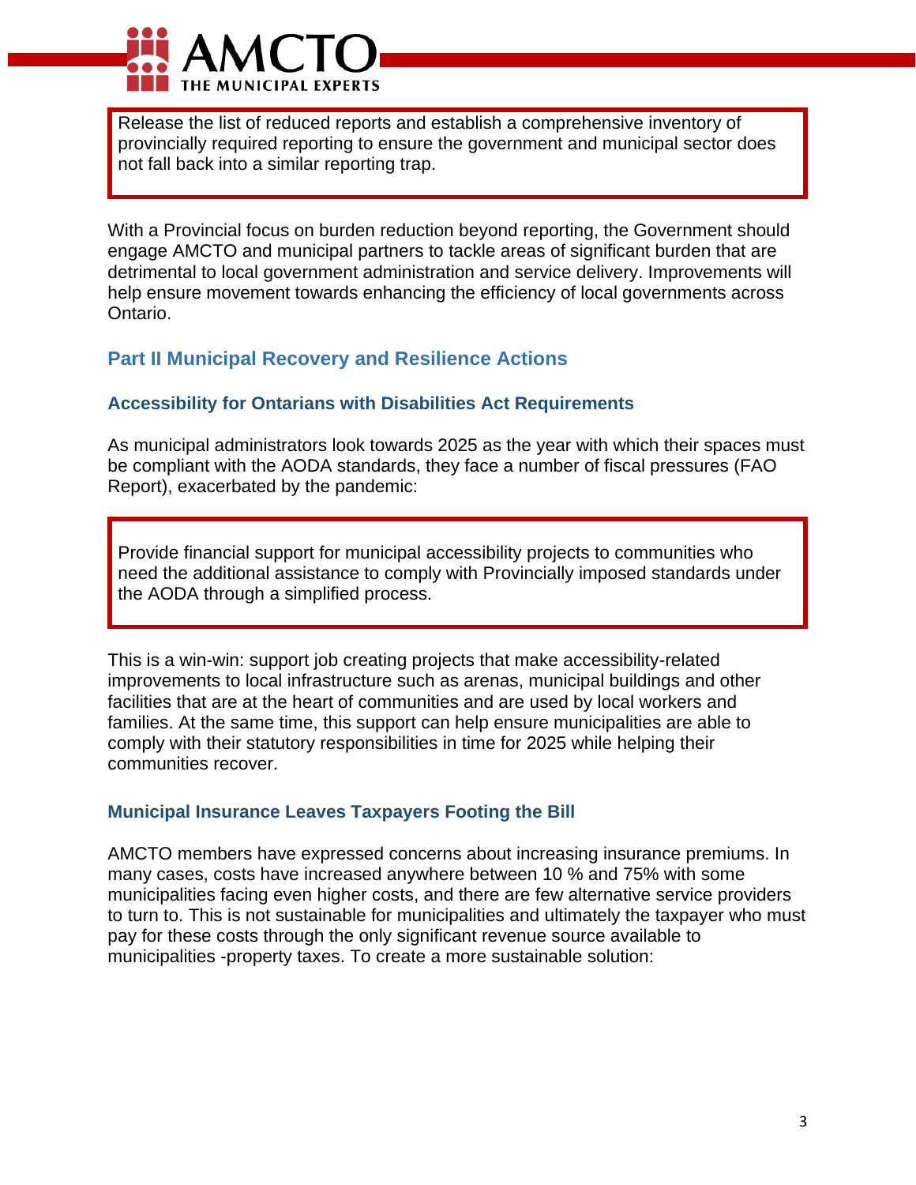> Release the list of reduced reports and establish a comprehensive inventory of provincially required reporting to ensure the government and municipal sector does not fall back into a similar reporting trap.

With a Provincial focus on burden reduction beyond reporting, the Government should engage AMCTO and municipal partners to tackle areas of significant burden that are detrimental to local government administration and service delivery. Improvements will help ensure movement towards enhancing the efficiency of local governments across Ontario.

## Part II Municipal Recovery and Resilience Actions

### Accessibility for Ontarians with Disabilities Act Requirements

As municipal administrators look towards 2025 as the year with which their spaces must be compliant with the AODA standards, they face a number of fiscal pressures (FAO Report), exacerbated by the pandemic:

> Provide financial support for municipal accessibility projects to communities who need the additional assistance to comply with Provincially imposed standards under the AODA through a simplified process.

This is a win-win: support job creating projects that make accessibility-related improvements to local infrastructure such as arenas, municipal buildings and other facilities that are at the heart of communities and are used by local workers and families. At the same time, this support can help ensure municipalities are able to comply with their statutory responsibilities in time for 2025 while helping their communities recover.

### Municipal Insurance Leaves Taxpayers Footing the Bill

AMCTO members have expressed concerns about increasing insurance premiums. In many cases, costs have increased anywhere between 10 % and 75% with some municipalities facing even higher costs, and there are few alternative service providers to turn to. This is not sustainable for municipalities and ultimately the taxpayer who must pay for these costs through the only significant revenue source available to municipalities -property taxes. To create a more sustainable solution: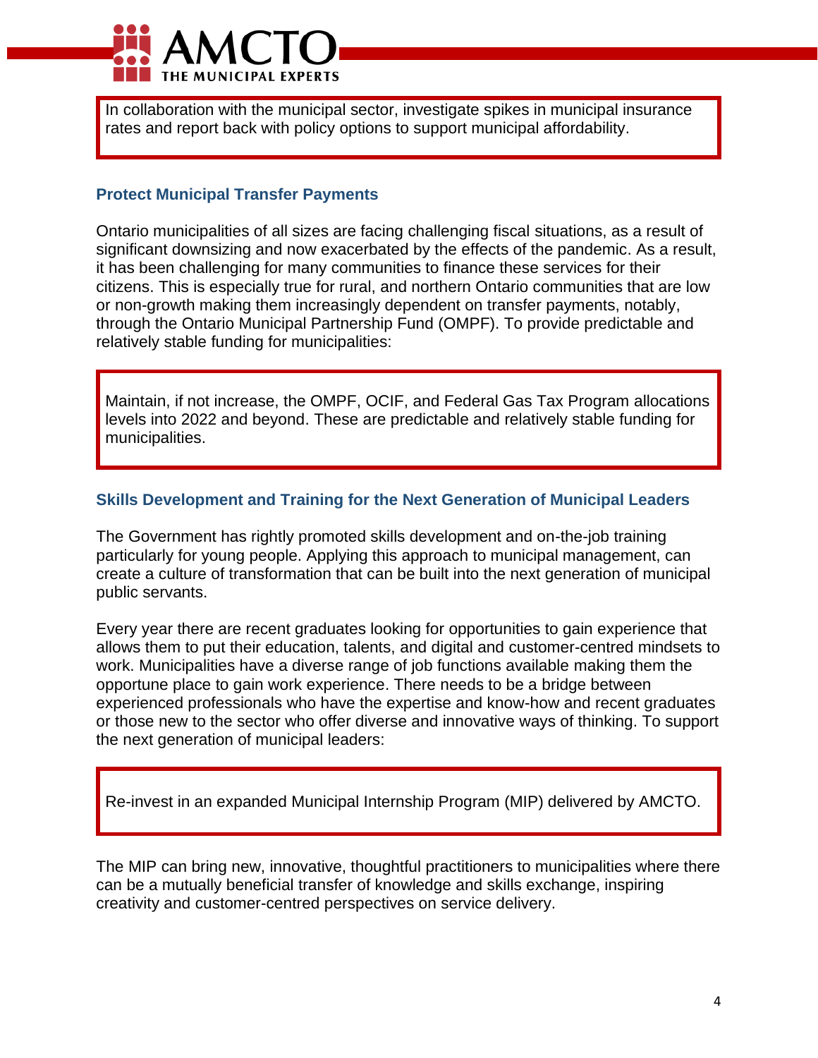In collaboration with the municipal sector, investigate spikes in municipal insurance rates and report back with policy options to support municipal affordability.

### Protect Municipal Transfer Payments

Ontario municipalities of all sizes are facing challenging fiscal situations, as a result of significant downsizing and now exacerbated by the effects of the pandemic. As a result, it has been challenging for many communities to finance these services for their citizens. This is especially true for rural, and northern Ontario communities that are low or non-growth making them increasingly dependent on transfer payments, notably, through the Ontario Municipal Partnership Fund (OMPF). To provide predictable and relatively stable funding for municipalities:

Maintain, if not increase, the OMPF, OCIF, and Federal Gas Tax Program allocations levels into 2022 and beyond. These are predictable and relatively stable funding for municipalities.

### Skills Development and Training for the Next Generation of Municipal Leaders

The Government has rightly promoted skills development and on-the-job training particularly for young people. Applying this approach to municipal management, can create a culture of transformation that can be built into the next generation of municipal public servants.

Every year there are recent graduates looking for opportunities to gain experience that allows them to put their education, talents, and digital and customer-centred mindsets to work. Municipalities have a diverse range of job functions available making them the opportune place to gain work experience. There needs to be a bridge between experienced professionals who have the expertise and know-how and recent graduates or those new to the sector who offer diverse and innovative ways of thinking. To support the next generation of municipal leaders:

Re-invest in an expanded Municipal Internship Program (MIP) delivered by AMCTO.

The MIP can bring new, innovative, thoughtful practitioners to municipalities where there can be a mutually beneficial transfer of knowledge and skills exchange, inspiring creativity and customer-centred perspectives on service delivery.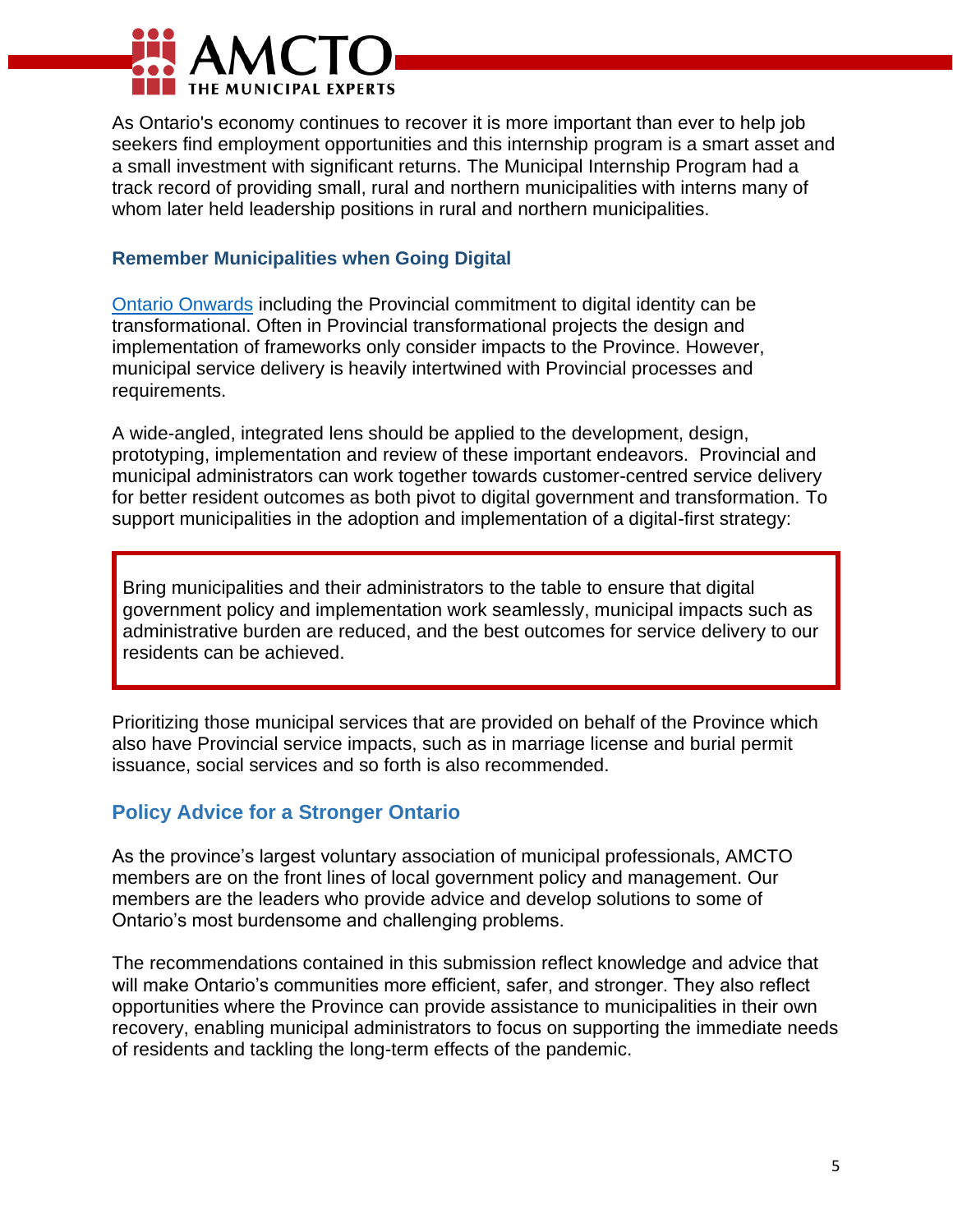As Ontario's economy continues to recover it is more important than ever to help job seekers find employment opportunities and this internship program is a smart asset and a small investment with significant returns. The Municipal Internship Program had a track record of providing small, rural and northern municipalities with interns many of whom later held leadership positions in rural and northern municipalities.

### Remember Municipalities when Going Digital

[Ontario Onwards] including the Provincial commitment to digital identity can be transformational. Often in Provincial transformational projects the design and implementation of frameworks only consider impacts to the Province. However, municipal service delivery is heavily intertwined with Provincial processes and requirements.

A wide-angled, integrated lens should be applied to the development, design, prototyping, implementation and review of these important endeavors. Provincial and municipal administrators can work together towards customer-centred service delivery for better resident outcomes as both pivot to digital government and transformation. To support municipalities in the adoption and implementation of a digital-first strategy:

> Bring municipalities and their administrators to the table to ensure that digital government policy and implementation work seamlessly, municipal impacts such as administrative burden are reduced, and the best outcomes for service delivery to our residents can be achieved.

Prioritizing those municipal services that are provided on behalf of the Province which also have Provincial service impacts, such as in marriage license and burial permit issuance, social services and so forth is also recommended.

## Policy Advice for a Stronger Ontario

As the province's largest voluntary association of municipal professionals, AMCTO members are on the front lines of local government policy and management. Our members are the leaders who provide advice and develop solutions to some of Ontario's most burdensome and challenging problems.

The recommendations contained in this submission reflect knowledge and advice that will make Ontario's communities more efficient, safer, and stronger. They also reflect opportunities where the Province can provide assistance to municipalities in their own recovery, enabling municipal administrators to focus on supporting the immediate needs of residents and tackling the long-term effects of the pandemic.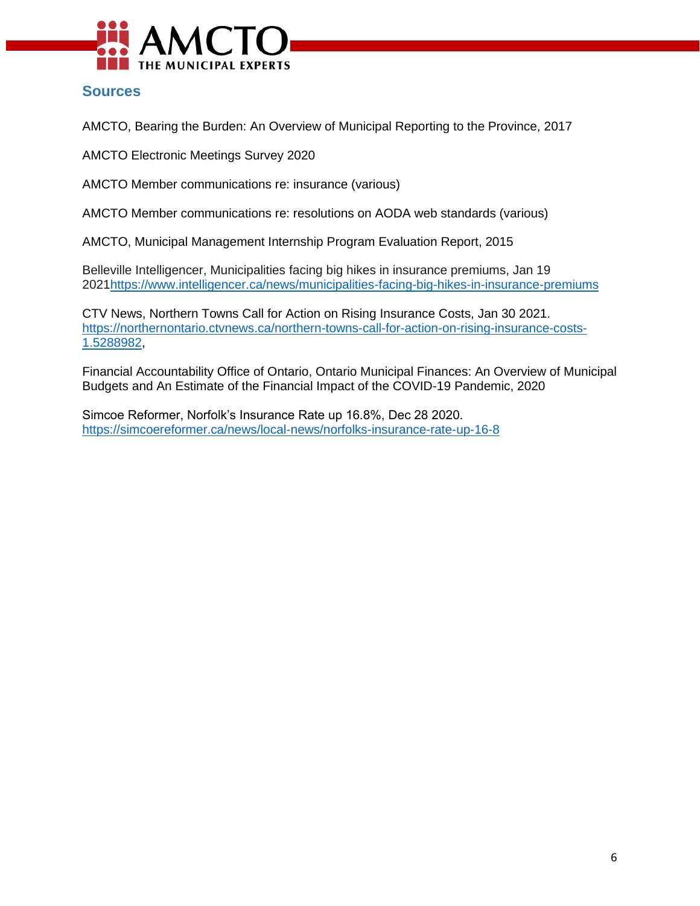## Sources

AMCTO, Bearing the Burden: An Overview of Municipal Reporting to the Province, 2017

AMCTO Electronic Meetings Survey 2020

AMCTO Member communications re: insurance (various)

AMCTO Member communications re: resolutions on AODA web standards (various)

AMCTO, Municipal Management Internship Program Evaluation Report, 2015

Belleville Intelligencer, Municipalities facing big hikes in insurance premiums, Jan 19 2021https://www.intelligencer.ca/news/municipalities-facing-big-hikes-in-insurance-premiums

CTV News, Northern Towns Call for Action on Rising Insurance Costs, Jan 30 2021. https://northernontario.ctvnews.ca/northern-towns-call-for-action-on-rising-insurance-costs-1.5288982,

Financial Accountability Office of Ontario, Ontario Municipal Finances: An Overview of Municipal Budgets and An Estimate of the Financial Impact of the COVID-19 Pandemic, 2020

Simcoe Reformer, Norfolk's Insurance Rate up 16.8%, Dec 28 2020. https://simcoereformer.ca/news/local-news/norfolks-insurance-rate-up-16-8